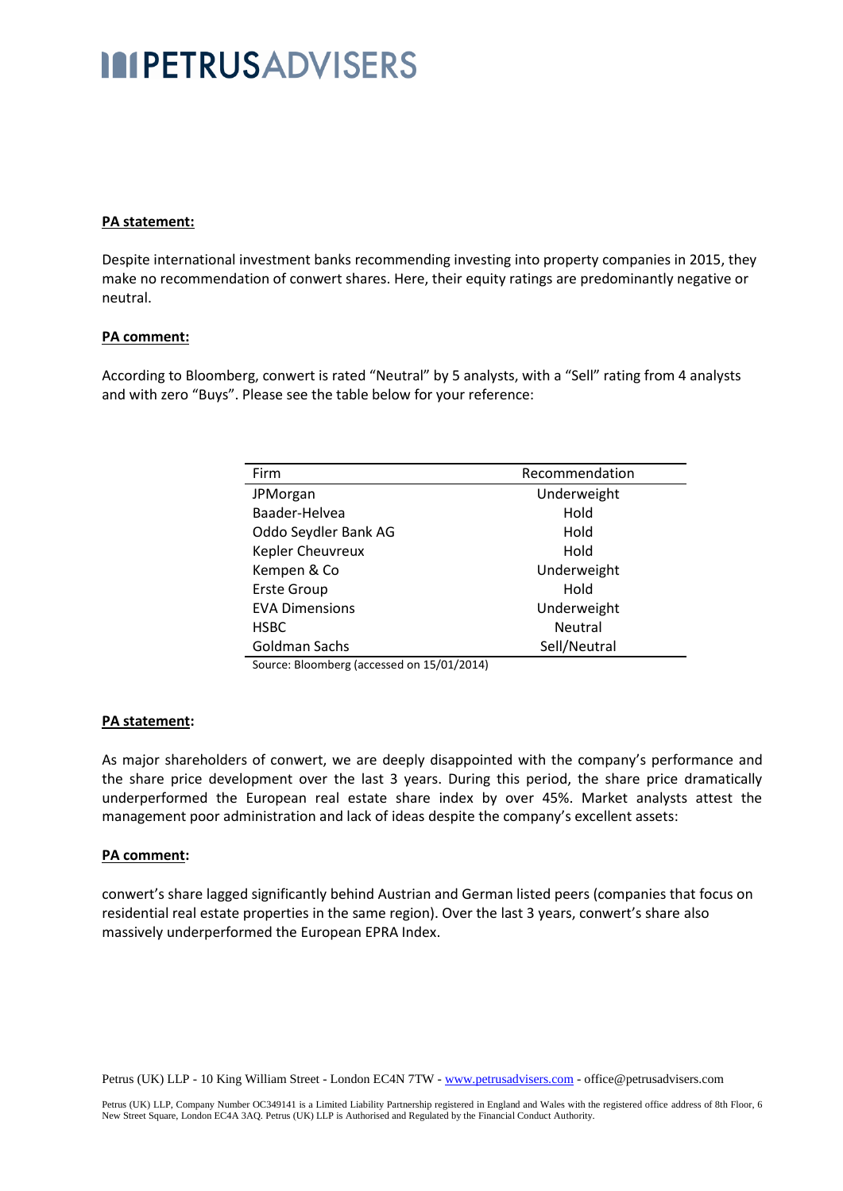# PETRUSADVISERS

**PA statement:**

Despite international investment banks recommending investing into property companies in 2015, they make no recommendation of conwert shares. Here, their equity ratings are predominantly negative or neutral.

**PA comment:**

According to Bloomberg, conwert is rated "Neutral" by 5 analysts, with a "Sell" rating from 4 analysts and with zero "Buys". Please see the table below for your reference:

| Firm | Recommendation |
|---|---|
| JPMorgan | Underweight |
| Baader-Helvea | Hold |
| Oddo Seydler Bank AG | Hold |
| Kepler Cheuvreux | Hold |
| Kempen & Co | Underweight |
| Erste Group | Hold |
| EVA Dimensions | Underweight |
| HSBC | Neutral |
| Goldman Sachs | Sell/Neutral |

Source: Bloomberg (accessed on 15/01/2014)

**PA statement:**

As major shareholders of conwert, we are deeply disappointed with the company's performance and the share price development over the last 3 years. During this period, the share price dramatically underperformed the European real estate share index by over 45%. Market analysts attest the management poor administration and lack of ideas despite the company's excellent assets:

**PA comment:**

conwert's share lagged significantly behind Austrian and German listed peers (companies that focus on residential real estate properties in the same region). Over the last 3 years, conwert's share also massively underperformed the European EPRA Index.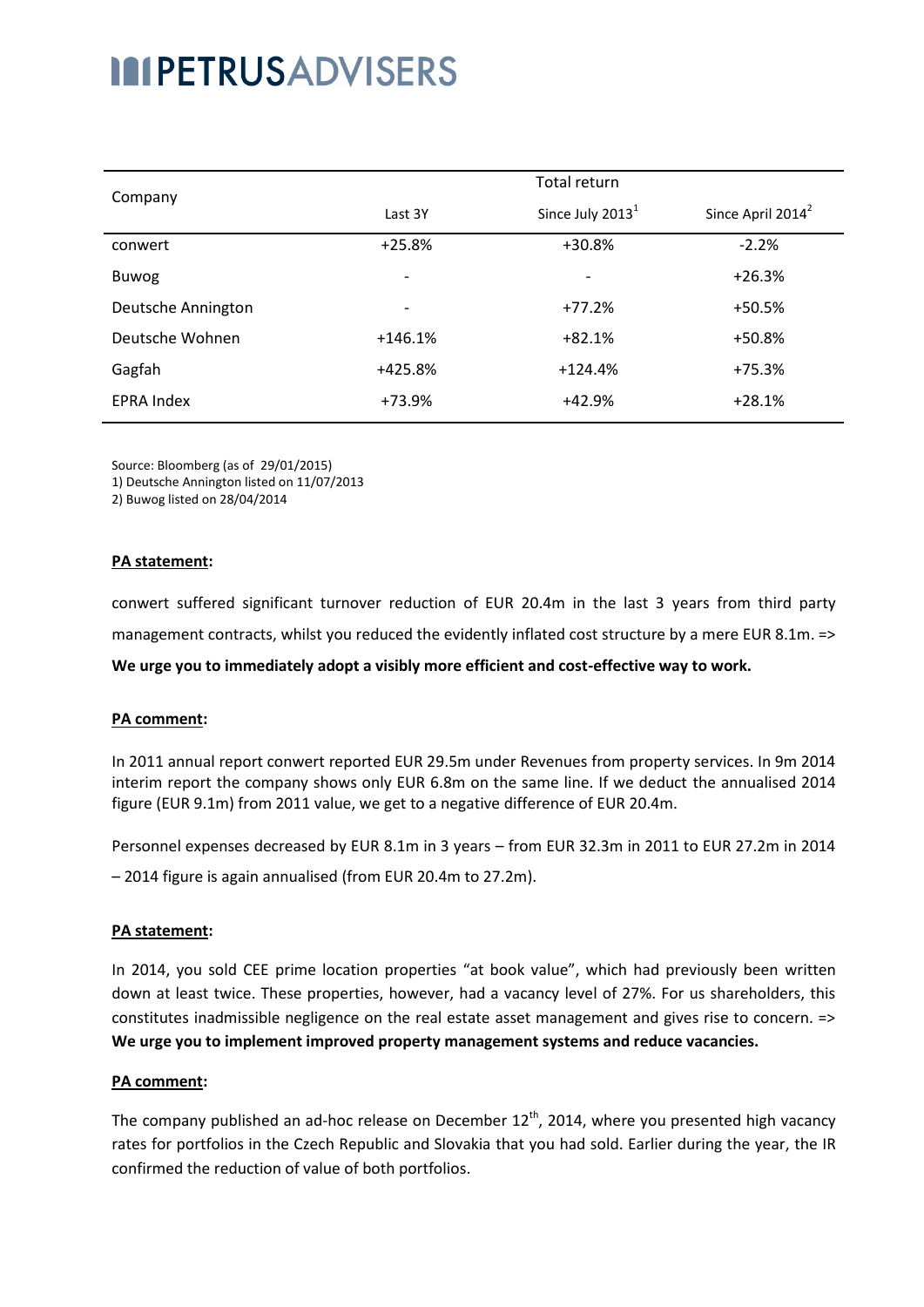| Company | Total return | | |
|---|---|---|---|
| | Last 3Y | Since July 2013[1] | Since April 2014[2] |
| conwert | +25.8% | +30.8% | -2.2% |
| Buwog | - | - | +26.3% |
| Deutsche Annington | - | +77.2% | +50.5% |
| Deutsche Wohnen | +146.1% | +82.1% | +50.8% |
| Gagfah | +425.8% | +124.4% | +75.3% |
| EPRA Index | +73.9% | +42.9% | +28.1% |

Source: Bloomberg (as of 29/01/2015)
1) Deutsche Annington listed on 11/07/2013
2) Buwog listed on 28/04/2014

**PA statement:**

conwert suffered significant turnover reduction of EUR 20.4m in the last 3 years from third party management contracts, whilst you reduced the evidently inflated cost structure by a mere EUR 8.1m. => **We urge you to immediately adopt a visibly more efficient and cost-effective way to work.**

**PA comment:**

In 2011 annual report conwert reported EUR 29.5m under Revenues from property services. In 9m 2014 interim report the company shows only EUR 6.8m on the same line. If we deduct the annualised 2014 figure (EUR 9.1m) from 2011 value, we get to a negative difference of EUR 20.4m.

Personnel expenses decreased by EUR 8.1m in 3 years – from EUR 32.3m in 2011 to EUR 27.2m in 2014 – 2014 figure is again annualised (from EUR 20.4m to 27.2m).

**PA statement:**

In 2014, you sold CEE prime location properties "at book value", which had previously been written down at least twice. These properties, however, had a vacancy level of 27%. For us shareholders, this constitutes inadmissible negligence on the real estate asset management and gives rise to concern. => **We urge you to implement improved property management systems and reduce vacancies.**

**PA comment:**

The company published an ad-hoc release on December 12th, 2014, where you presented high vacancy rates for portfolios in the Czech Republic and Slovakia that you had sold. Earlier during the year, the IR confirmed the reduction of value of both portfolios.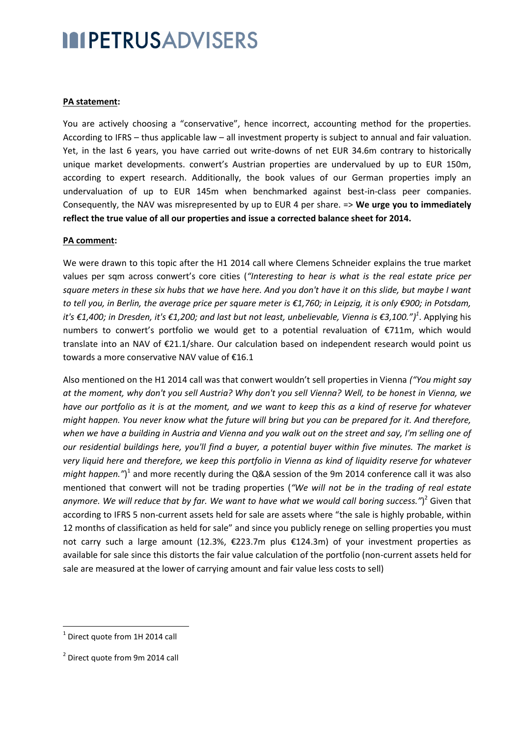**PA statement:**

You are actively choosing a "conservative", hence incorrect, accounting method for the properties. According to IFRS – thus applicable law – all investment property is subject to annual and fair valuation. Yet, in the last 6 years, you have carried out write-downs of net EUR 34.6m contrary to historically unique market developments. conwert's Austrian properties are undervalued by up to EUR 150m, according to expert research. Additionally, the book values of our German properties imply an undervaluation of up to EUR 145m when benchmarked against best-in-class peer companies. Consequently, the NAV was misrepresented by up to EUR 4 per share. => **We urge you to immediately reflect the true value of all our properties and issue a corrected balance sheet for 2014.**

**PA comment:**

We were drawn to this topic after the H1 2014 call where Clemens Schneider explains the true market values per sqm across conwert's core cities (*"Interesting to hear is what is the real estate price per square meters in these six hubs that we have here. And you don't have it on this slide, but maybe I want to tell you, in Berlin, the average price per square meter is €1,760; in Leipzig, it is only €900; in Potsdam, it's €1,400; in Dresden, it's €1,200; and last but not least, unbelievable, Vienna is €3,100.")*[1]. Applying his numbers to conwert's portfolio we would get to a potential revaluation of €711m, which would translate into an NAV of €21.1/share. Our calculation based on independent research would point us towards a more conservative NAV value of €16.1

Also mentioned on the H1 2014 call was that conwert wouldn't sell properties in Vienna *("You might say at the moment, why don't you sell Austria? Why don't you sell Vienna? Well, to be honest in Vienna, we have our portfolio as it is at the moment, and we want to keep this as a kind of reserve for whatever might happen. You never know what the future will bring but you can be prepared for it. And therefore, when we have a building in Austria and Vienna and you walk out on the street and say, I'm selling one of our residential buildings here, you'll find a buyer, a potential buyer within five minutes. The market is very liquid here and therefore, we keep this portfolio in Vienna as kind of liquidity reserve for whatever might happen."*)[1] and more recently during the Q&A session of the 9m 2014 conference call it was also mentioned that conwert will not be trading properties (*"We will not be in the trading of real estate anymore. We will reduce that by far. We want to have what we would call boring success."*)[2] Given that according to IFRS 5 non-current assets held for sale are assets where "the sale is highly probable, within 12 months of classification as held for sale" and since you publicly renege on selling properties you must not carry such a large amount (12.3%, €223.7m plus €124.3m) of your investment properties as available for sale since this distorts the fair value calculation of the portfolio (non-current assets held for sale are measured at the lower of carrying amount and fair value less costs to sell)

---

[1] Direct quote from 1H 2014 call

[2] Direct quote from 9m 2014 call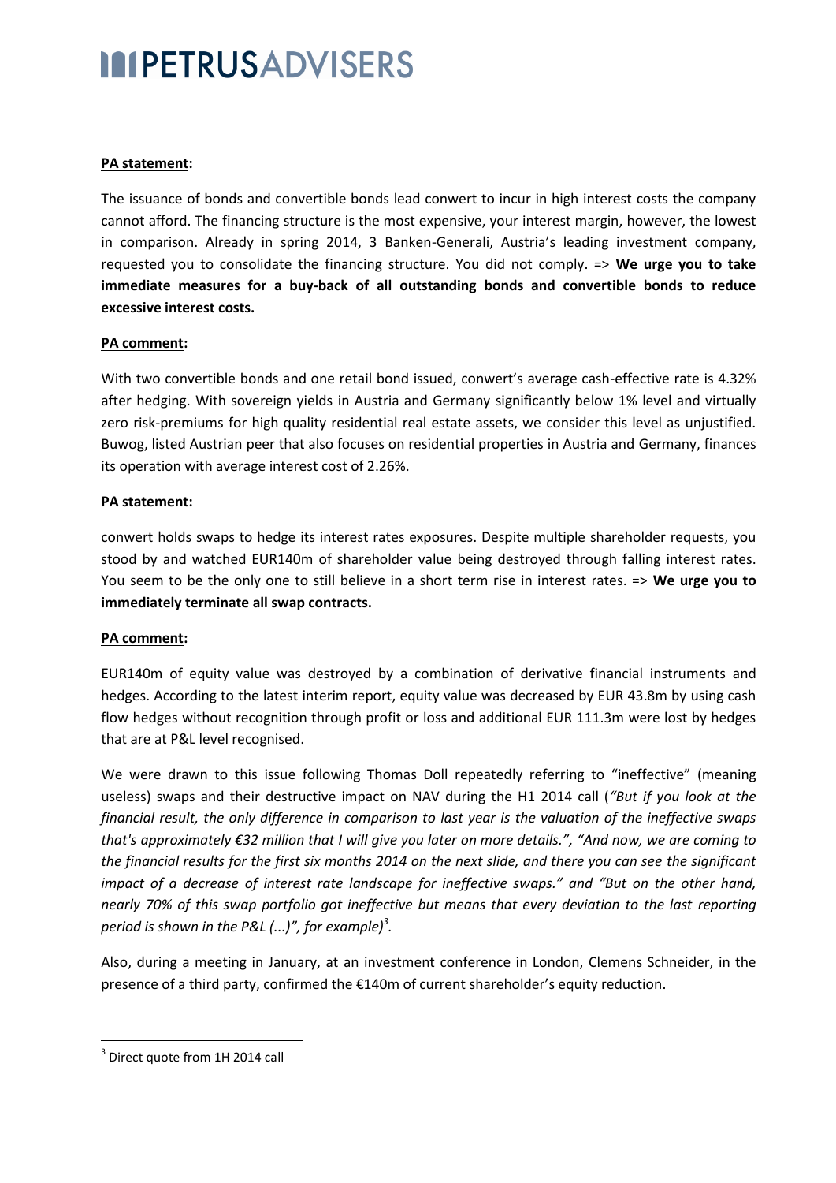**PA statement:**

The issuance of bonds and convertible bonds lead conwert to incur in high interest costs the company cannot afford. The financing structure is the most expensive, your interest margin, however, the lowest in comparison. Already in spring 2014, 3 Banken-Generali, Austria's leading investment company, requested you to consolidate the financing structure. You did not comply. => **We urge you to take immediate measures for a buy-back of all outstanding bonds and convertible bonds to reduce excessive interest costs.**

**PA comment:**

With two convertible bonds and one retail bond issued, conwert's average cash-effective rate is 4.32% after hedging. With sovereign yields in Austria and Germany significantly below 1% level and virtually zero risk-premiums for high quality residential real estate assets, we consider this level as unjustified. Buwog, listed Austrian peer that also focuses on residential properties in Austria and Germany, finances its operation with average interest cost of 2.26%.

**PA statement:**

conwert holds swaps to hedge its interest rates exposures. Despite multiple shareholder requests, you stood by and watched EUR140m of shareholder value being destroyed through falling interest rates. You seem to be the only one to still believe in a short term rise in interest rates. => **We urge you to immediately terminate all swap contracts.**

**PA comment:**

EUR140m of equity value was destroyed by a combination of derivative financial instruments and hedges. According to the latest interim report, equity value was decreased by EUR 43.8m by using cash flow hedges without recognition through profit or loss and additional EUR 111.3m were lost by hedges that are at P&L level recognised.

We were drawn to this issue following Thomas Doll repeatedly referring to "ineffective" (meaning useless) swaps and their destructive impact on NAV during the H1 2014 call (*"But if you look at the financial result, the only difference in comparison to last year is the valuation of the ineffective swaps that's approximately €32 million that I will give you later on more details.", "And now, we are coming to the financial results for the first six months 2014 on the next slide, and there you can see the significant impact of a decrease of interest rate landscape for ineffective swaps." and "But on the other hand, nearly 70% of this swap portfolio got ineffective but means that every deviation to the last reporting period is shown in the P&L (...)", for example)*[3].

Also, during a meeting in January, at an investment conference in London, Clemens Schneider, in the presence of a third party, confirmed the €140m of current shareholder's equity reduction.

---

[3] Direct quote from 1H 2014 call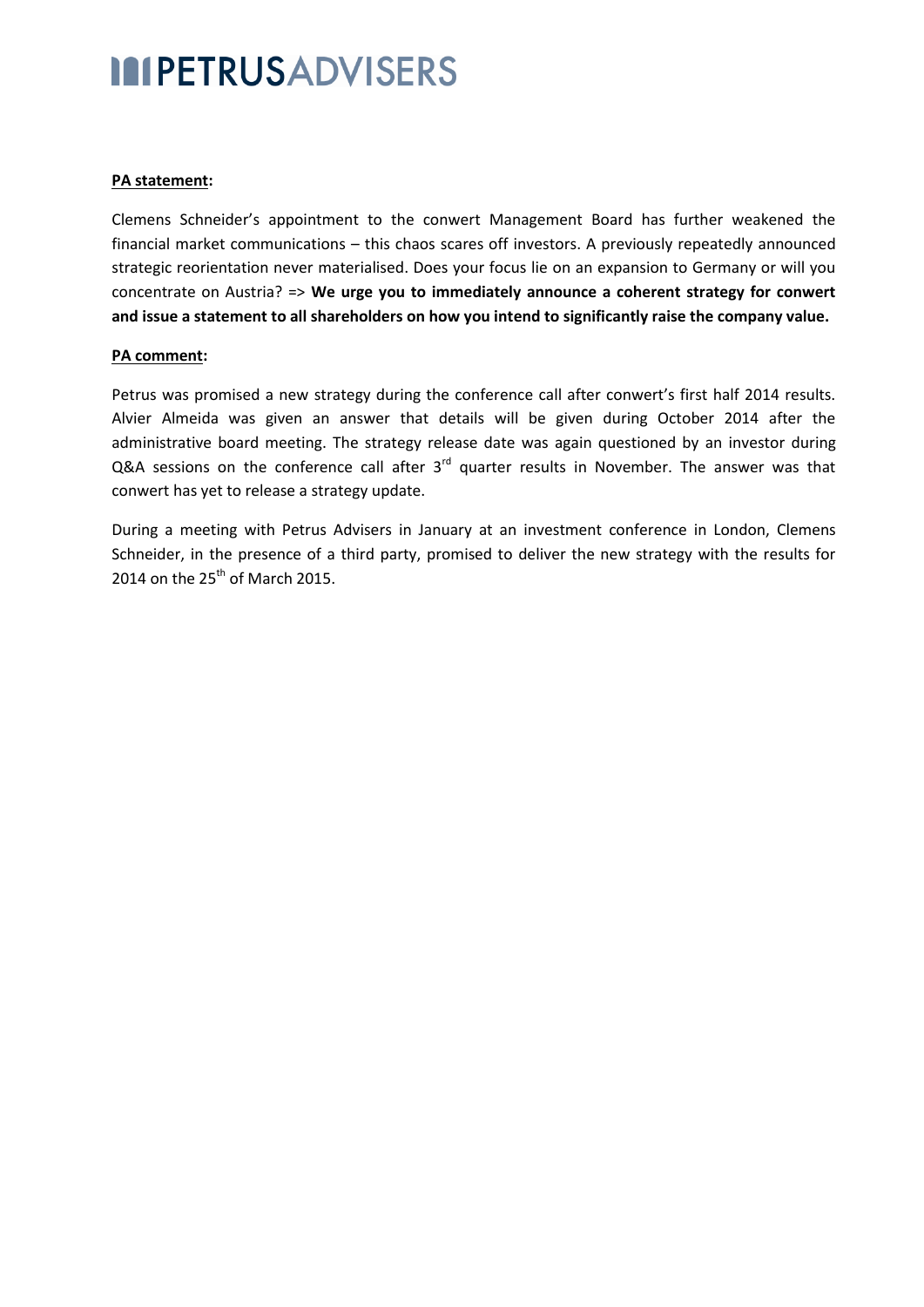**PA statement:**

Clemens Schneider's appointment to the conwert Management Board has further weakened the financial market communications – this chaos scares off investors. A previously repeatedly announced strategic reorientation never materialised. Does your focus lie on an expansion to Germany or will you concentrate on Austria? => **We urge you to immediately announce a coherent strategy for conwert and issue a statement to all shareholders on how you intend to significantly raise the company value.**

**PA comment:**

Petrus was promised a new strategy during the conference call after conwert's first half 2014 results. Alvier Almeida was given an answer that details will be given during October 2014 after the administrative board meeting. The strategy release date was again questioned by an investor during Q&A sessions on the conference call after 3rd quarter results in November. The answer was that conwert has yet to release a strategy update.

During a meeting with Petrus Advisers in January at an investment conference in London, Clemens Schneider, in the presence of a third party, promised to deliver the new strategy with the results for 2014 on the 25th of March 2015.